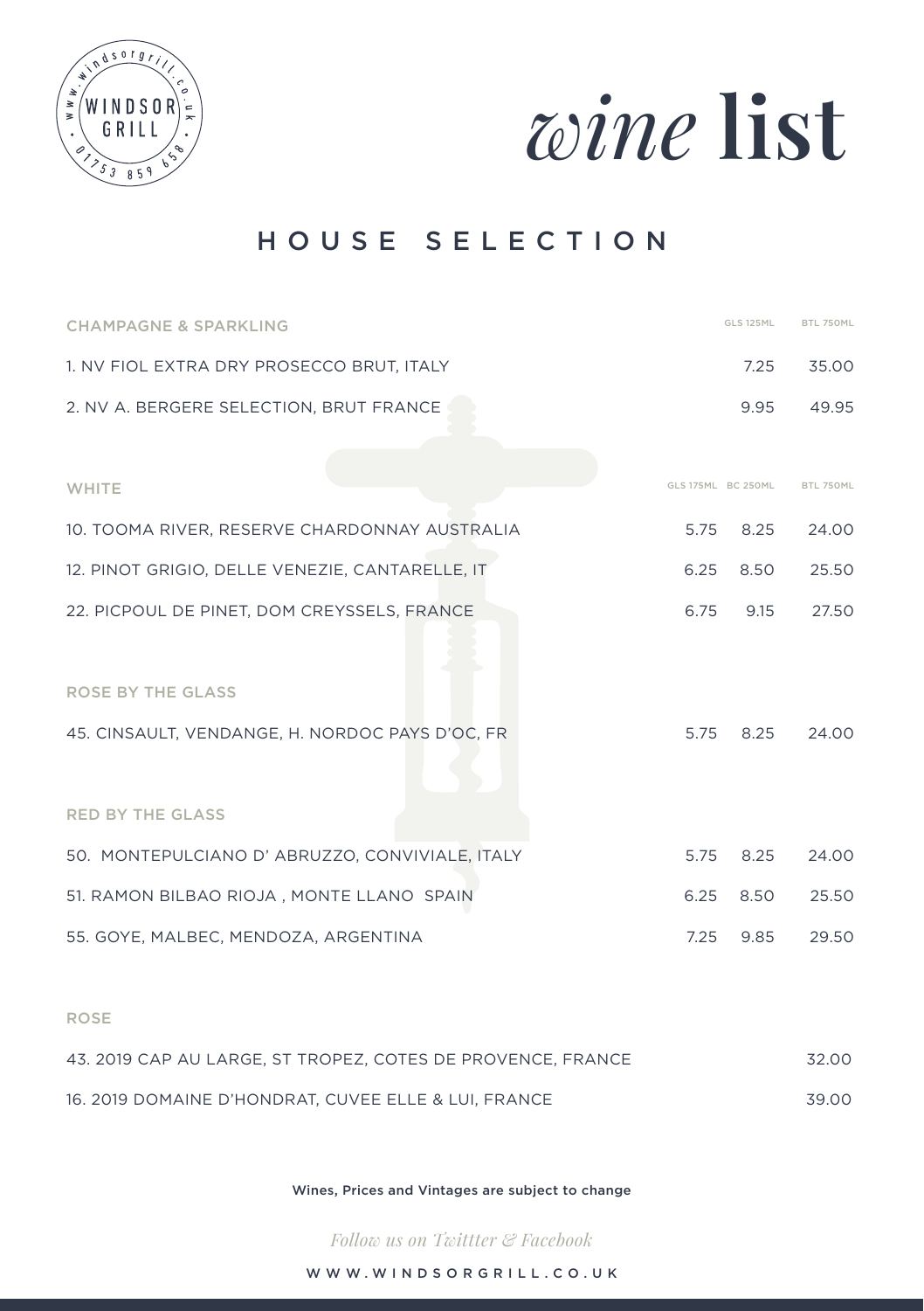WINDSOR GRILL
www.windsorgrill.co.uk
01753 859 658

# *wine* list

## HOUSE SELECTION

| CHAMPAGNE & SPARKLING | GLS 125ML | BTL 750ML |
|---|---|---|
| 1. NV FIOL EXTRA DRY PROSECCO BRUT, ITALY | 7.25 | 35.00 |
| 2. NV A. BERGERE SELECTION, BRUT FRANCE | 9.95 | 49.95 |

| WHITE | GLS 175ML | BC 250ML | BTL 750ML |
|---|---|---|---|
| 10. TOOMA RIVER, RESERVE CHARDONNAY AUSTRALIA | 5.75 | 8.25 | 24.00 |
| 12. PINOT GRIGIO, DELLE VENEZIE, CANTARELLE, IT | 6.25 | 8.50 | 25.50 |
| 22. PICPOUL DE PINET, DOM CREYSSELS, FRANCE | 6.75 | 9.15 | 27.50 |
| **ROSE BY THE GLASS** | | | |
| 45. CINSAULT, VENDANGE, H. NORDOC PAYS D'OC, FR | 5.75 | 8.25 | 24.00 |
| **RED BY THE GLASS** | | | |
| 50. MONTEPULCIANO D' ABRUZZO, CONVIVIALE, ITALY | 5.75 | 8.25 | 24.00 |
| 51. RAMON BILBAO RIOJA , MONTE LLANO SPAIN | 6.25 | 8.50 | 25.50 |
| 55. GOYE, MALBEC, MENDOZA, ARGENTINA | 7.25 | 9.85 | 29.50 |

| ROSE | |
|---|---|
| 43. 2019 CAP AU LARGE, ST TROPEZ, COTES DE PROVENCE, FRANCE | 32.00 |
| 16. 2019 DOMAINE D'HONDRAT, CUVEE ELLE & LUI, FRANCE | 39.00 |

Wines, Prices and Vintages are subject to change

*Follow us on Twittter & Facebook*

WWW.WINDSORGRILL.CO.UK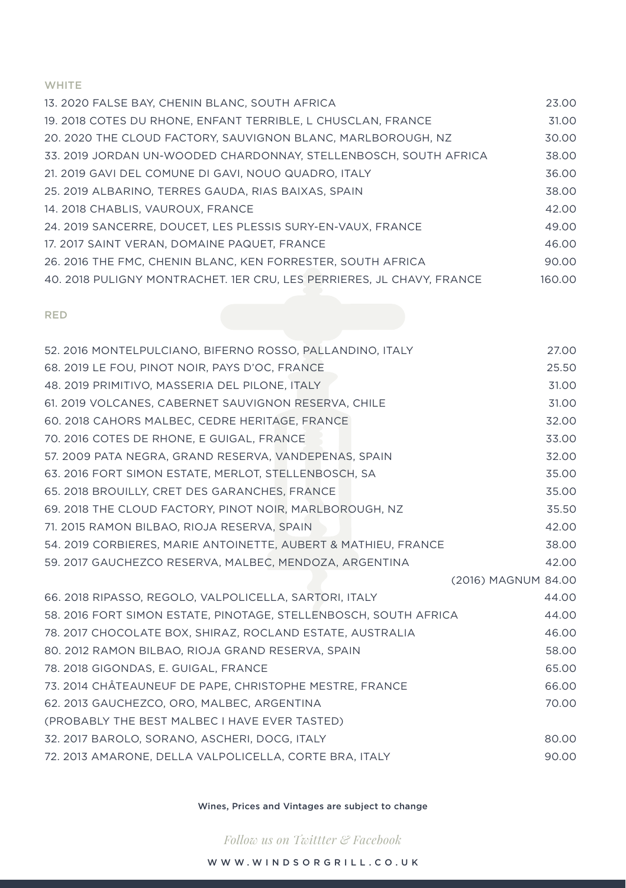## WHITE

| Wine | Price |
|---|---|
| 13. 2020 FALSE BAY, CHENIN BLANC, SOUTH AFRICA | 23.00 |
| 19. 2018 COTES DU RHONE, ENFANT TERRIBLE, L CHUSCLAN, FRANCE | 31.00 |
| 20. 2020 THE CLOUD FACTORY, SAUVIGNON BLANC, MARLBOROUGH, NZ | 30.00 |
| 33. 2019 JORDAN UN-WOODED CHARDONNAY, STELLENBOSCH, SOUTH AFRICA | 38.00 |
| 21. 2019 GAVI DEL COMUNE DI GAVI, NOUO QUADRO, ITALY | 36.00 |
| 25. 2019 ALBARINO, TERRES GAUDA, RIAS BAIXAS, SPAIN | 38.00 |
| 14. 2018 CHABLIS, VAUROUX, FRANCE | 42.00 |
| 24. 2019 SANCERRE, DOUCET, LES PLESSIS SURY-EN-VAUX, FRANCE | 49.00 |
| 17. 2017 SAINT VERAN, DOMAINE PAQUET, FRANCE | 46.00 |
| 26. 2016 THE FMC, CHENIN BLANC, KEN FORRESTER, SOUTH AFRICA | 90.00 |
| 40. 2018 PULIGNY MONTRACHET. 1ER CRU, LES PERRIERES, JL CHAVY, FRANCE | 160.00 |

## RED

| Wine | Price |
|---|---|
| 52. 2016 MONTELPULCIANO, BIFERNO ROSSO, PALLANDINO, ITALY | 27.00 |
| 68. 2019 LE FOU, PINOT NOIR, PAYS D'OC, FRANCE | 25.50 |
| 48. 2019 PRIMITIVO, MASSERIA DEL PILONE, ITALY | 31.00 |
| 61. 2019 VOLCANES, CABERNET SAUVIGNON RESERVA, CHILE | 31.00 |
| 60. 2018 CAHORS MALBEC, CEDRE HERITAGE, FRANCE | 32.00 |
| 70. 2016 COTES DE RHONE, E GUIGAL, FRANCE | 33.00 |
| 57. 2009 PATA NEGRA, GRAND RESERVA, VANDEPENAS, SPAIN | 32.00 |
| 63. 2016 FORT SIMON ESTATE, MERLOT, STELLENBOSCH, SA | 35.00 |
| 65. 2018 BROUILLY, CRET DES GARANCHES, FRANCE | 35.00 |
| 69. 2018 THE CLOUD FACTORY, PINOT NOIR, MARLBOROUGH, NZ | 35.50 |
| 71. 2015 RAMON BILBAO, RIOJA RESERVA, SPAIN | 42.00 |
| 54. 2019 CORBIERES, MARIE ANTOINETTE, AUBERT & MATHIEU, FRANCE | 38.00 |
| 59. 2017 GAUCHEZCO RESERVA, MALBEC, MENDOZA, ARGENTINA | 42.00 |
| | (2016) MAGNUM 84.00 |
| 66. 2018 RIPASSO, REGOLO, VALPOLICELLA, SARTORI, ITALY | 44.00 |
| 58. 2016 FORT SIMON ESTATE, PINOTAGE, STELLENBOSCH, SOUTH AFRICA | 44.00 |
| 78. 2017 CHOCOLATE BOX, SHIRAZ, ROCLAND ESTATE, AUSTRALIA | 46.00 |
| 80. 2012 RAMON BILBAO, RIOJA GRAND RESERVA, SPAIN | 58.00 |
| 78. 2018 GIGONDAS, E. GUIGAL, FRANCE | 65.00 |
| 73. 2014 CHÂTEAUNEUF DE PAPE, CHRISTOPHE MESTRE, FRANCE | 66.00 |
| 62. 2013 GAUCHEZCO, ORO, MALBEC, ARGENTINA | 70.00 |
| (PROBABLY THE BEST MALBEC I HAVE EVER TASTED) | |
| 32. 2017 BAROLO, SORANO, ASCHERI, DOCG, ITALY | 80.00 |
| 72. 2013 AMARONE, DELLA VALPOLICELLA, CORTE BRA, ITALY | 90.00 |

Wines, Prices and Vintages are subject to change

*Follow us on Twittter & Facebook*

WWW.WINDSORGRILL.CO.UK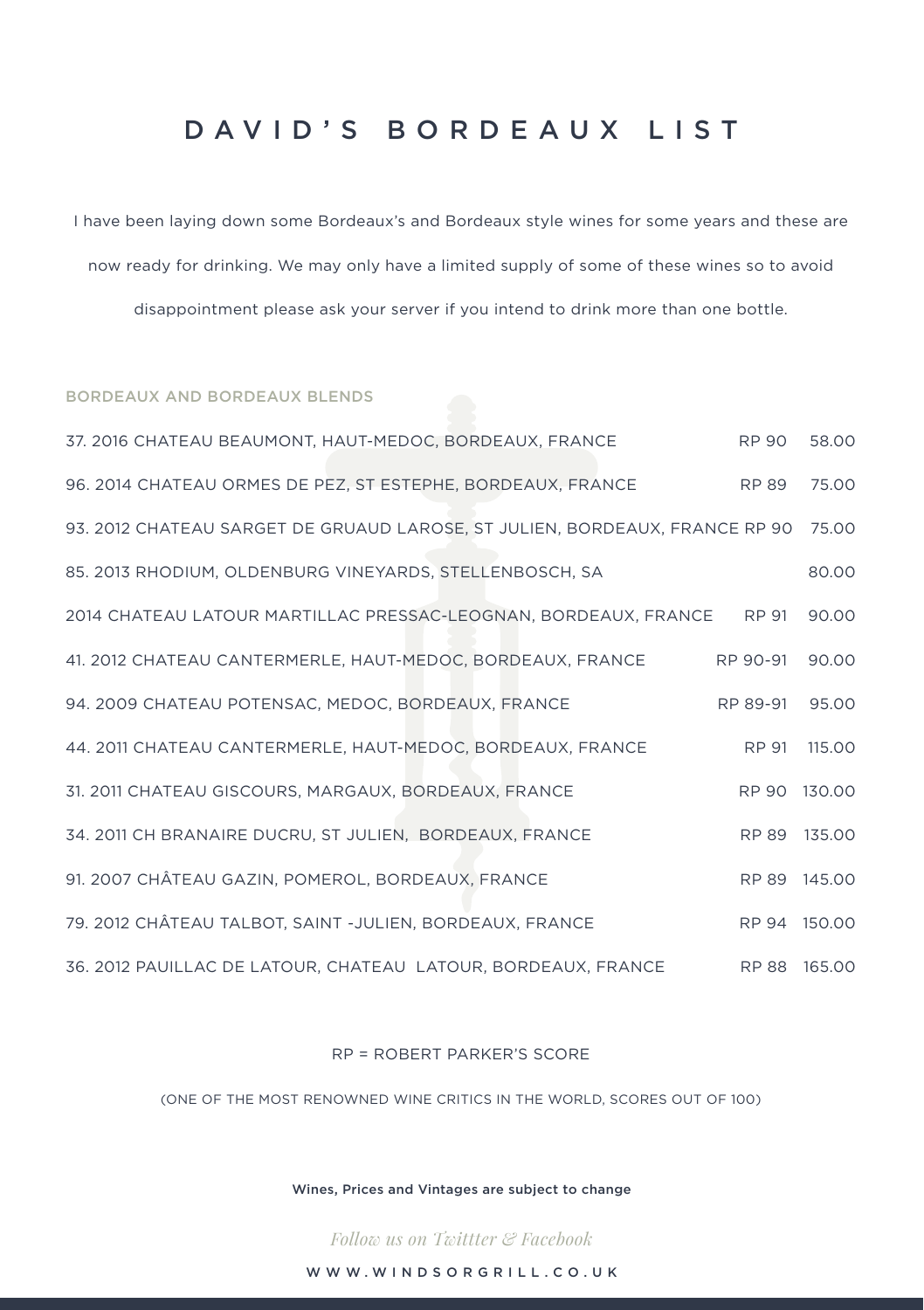// heading
# DAVID'S BORDEAUX LIST

I have been laying down some Bordeaux's and Bordeaux style wines for some years and these are now ready for drinking. We may only have a limited supply of some of these wines so to avoid disappointment please ask your server if you intend to drink more than one bottle.

## BORDEAUX AND BORDEAUX BLENDS

| | | |
|---|---|---|
| 37. 2016 CHATEAU BEAUMONT, HAUT-MEDOC, BORDEAUX, FRANCE | RP 90 | 58.00 |
| 96. 2014 CHATEAU ORMES DE PEZ, ST ESTEPHE, BORDEAUX, FRANCE | RP 89 | 75.00 |
| 93. 2012 CHATEAU SARGET DE GRUAUD LAROSE, ST JULIEN, BORDEAUX, FRANCE | RP 90 | 75.00 |
| 85. 2013 RHODIUM, OLDENBURG VINEYARDS, STELLENBOSCH, SA | | 80.00 |
| 2014 CHATEAU LATOUR MARTILLAC PRESSAC-LEOGNAN, BORDEAUX, FRANCE | RP 91 | 90.00 |
| 41. 2012 CHATEAU CANTERMERLE, HAUT-MEDOC, BORDEAUX, FRANCE | RP 90-91 | 90.00 |
| 94. 2009 CHATEAU POTENSAC, MEDOC, BORDEAUX, FRANCE | RP 89-91 | 95.00 |
| 44. 2011 CHATEAU CANTERMERLE, HAUT-MEDOC, BORDEAUX, FRANCE | RP 91 | 115.00 |
| 31. 2011 CHATEAU GISCOURS, MARGAUX, BORDEAUX, FRANCE | RP 90 | 130.00 |
| 34. 2011 CH BRANAIRE DUCRU, ST JULIEN, BORDEAUX, FRANCE | RP 89 | 135.00 |
| 91. 2007 CHÂTEAU GAZIN, POMEROL, BORDEAUX, FRANCE | RP 89 | 145.00 |
| 79. 2012 CHÂTEAU TALBOT, SAINT -JULIEN, BORDEAUX, FRANCE | RP 94 | 150.00 |
| 36. 2012 PAUILLAC DE LATOUR, CHATEAU LATOUR, BORDEAUX, FRANCE | RP 88 | 165.00 |

RP = ROBERT PARKER'S SCORE

(ONE OF THE MOST RENOWNED WINE CRITICS IN THE WORLD, SCORES OUT OF 100)

**Wines, Prices and Vintages are subject to change**

*Follow us on Twittter & Facebook*

WWW.WINDSORGRILL.CO.UK